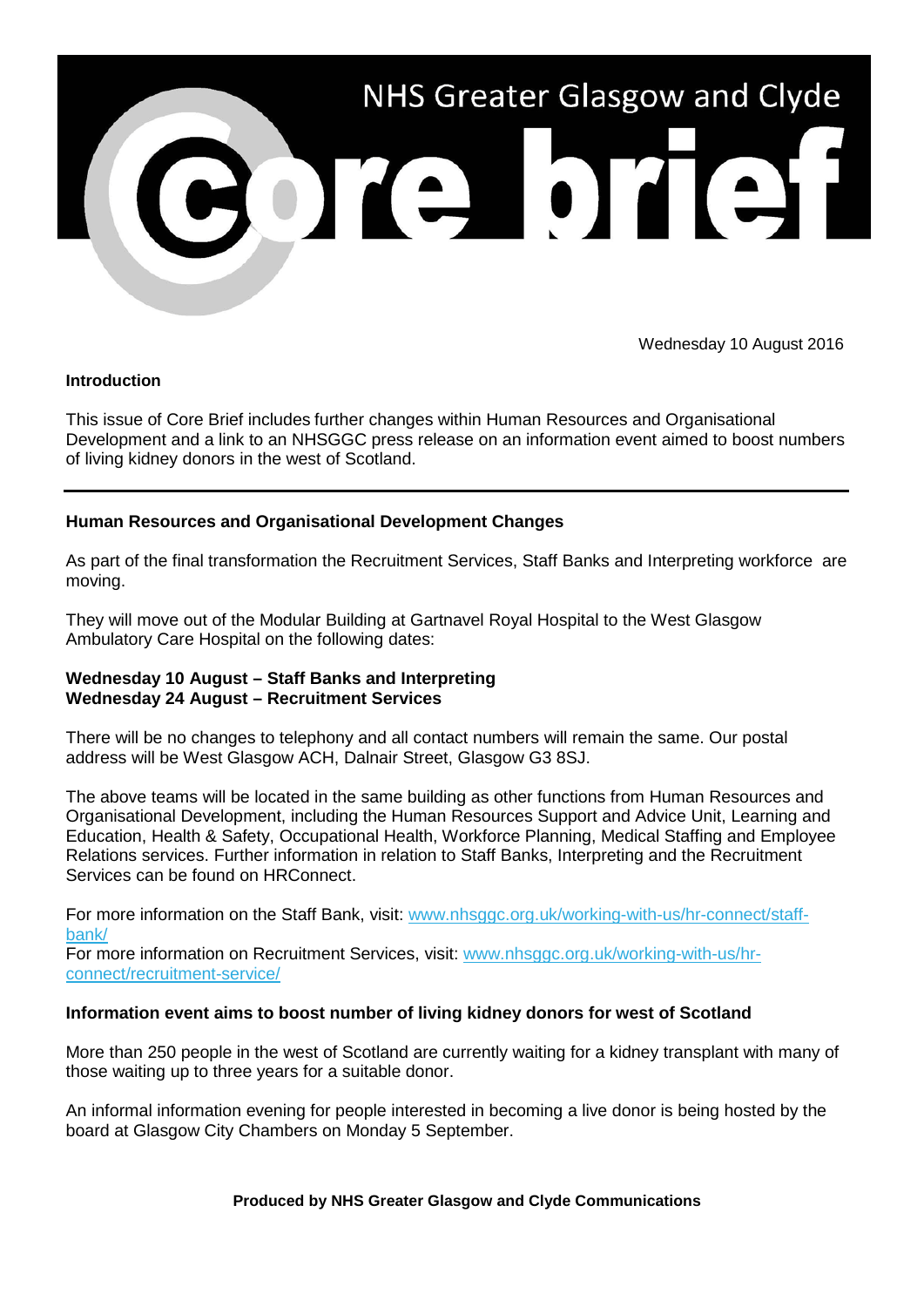# NHS Greater Glasgow and Clyde Core brief

Wednesday 10 August 2016

**Introduction**

This issue of Core Brief includes further changes within Human Resources and Organisational Development and a link to an NHSGGC press release on an information event aimed to boost numbers of living kidney donors in the west of Scotland.

---

## Human Resources and Organisational Development Changes

As part of the final transformation the Recruitment Services, Staff Banks and Interpreting workforce are moving.

They will move out of the Modular Building at Gartnavel Royal Hospital to the West Glasgow Ambulatory Care Hospital on the following dates:

**Wednesday 10 August – Staff Banks and Interpreting**
**Wednesday 24 August – Recruitment Services**

There will be no changes to telephony and all contact numbers will remain the same. Our postal address will be West Glasgow ACH, Dalnair Street, Glasgow G3 8SJ.

The above teams will be located in the same building as other functions from Human Resources and Organisational Development, including the Human Resources Support and Advice Unit, Learning and Education, Health & Safety, Occupational Health, Workforce Planning, Medical Staffing and Employee Relations services. Further information in relation to Staff Banks, Interpreting and the Recruitment Services can be found on HRConnect.

For more information on the Staff Bank, visit: [www.nhsggc.org.uk/working-with-us/hr-connect/staff-bank/](www.nhsggc.org.uk/working-with-us/hr-connect/staff-bank/)
For more information on Recruitment Services, visit: [www.nhsggc.org.uk/working-with-us/hr-connect/recruitment-service/](www.nhsggc.org.uk/working-with-us/hr-connect/recruitment-service/)

## Information event aims to boost number of living kidney donors for west of Scotland

More than 250 people in the west of Scotland are currently waiting for a kidney transplant with many of those waiting up to three years for a suitable donor.

An informal information evening for people interested in becoming a live donor is being hosted by the board at Glasgow City Chambers on Monday 5 September.

**Produced by NHS Greater Glasgow and Clyde Communications**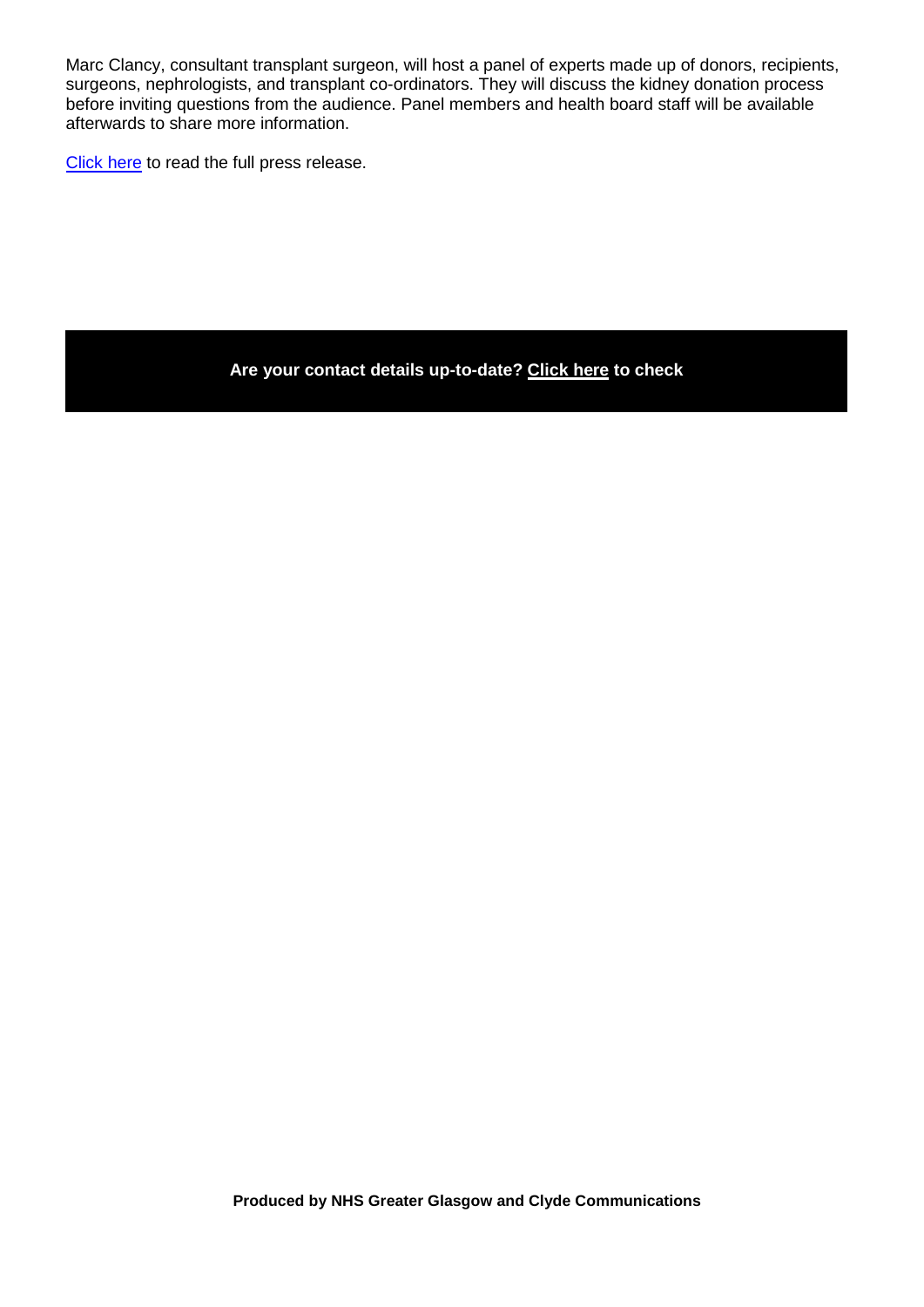Marc Clancy, consultant transplant surgeon, will host a panel of experts made up of donors, recipients, surgeons, nephrologists, and transplant co-ordinators. They will discuss the kidney donation process before inviting questions from the audience. Panel members and health board staff will be available afterwards to share more information.

Click here to read the full press release.

**Are your contact details up-to-date? Click here to check**

**Produced by NHS Greater Glasgow and Clyde Communications**